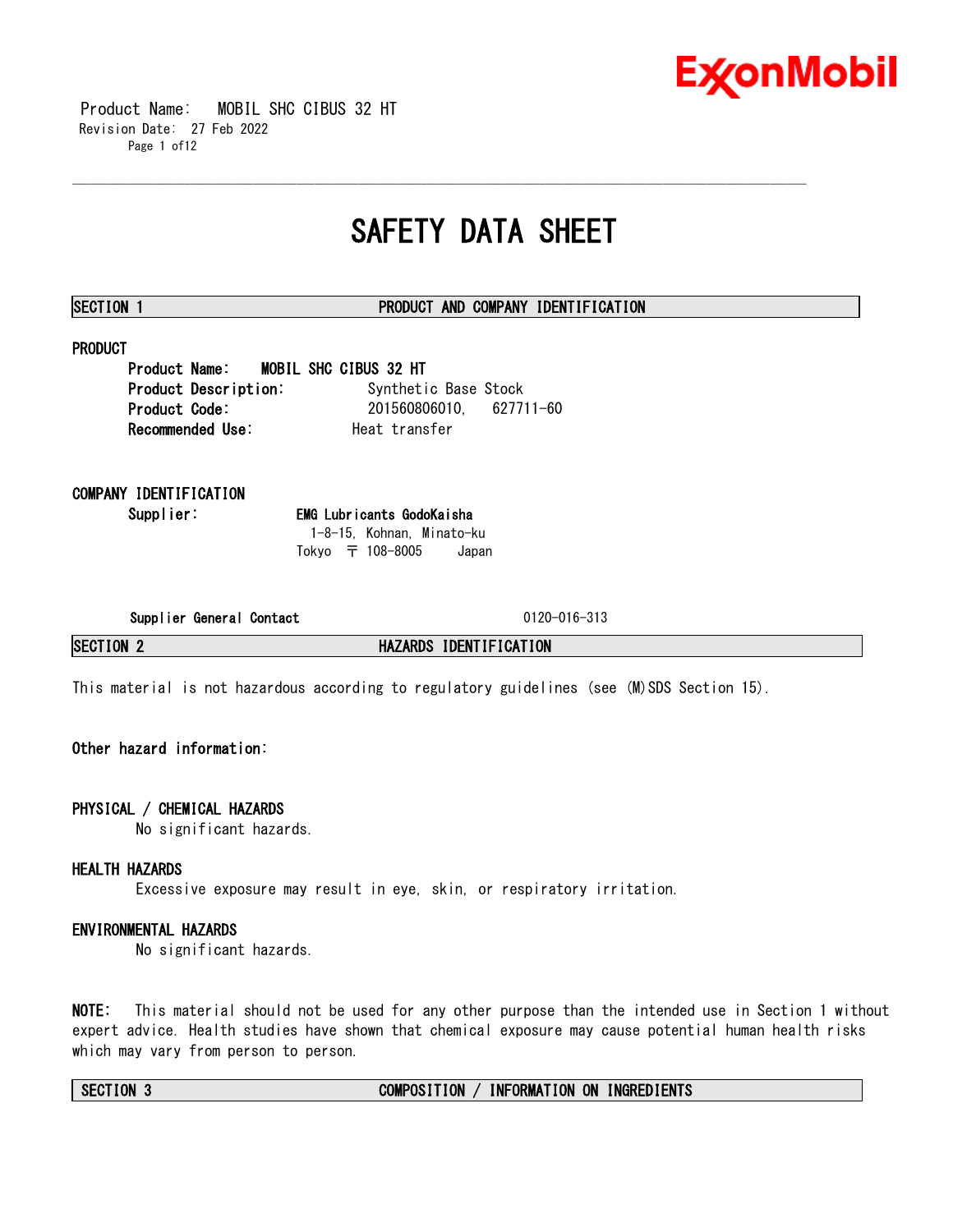# SAFETY DATA SHEET

## SECTION 1 PRODUCT AND COMPANY IDENTIFICATION

### PRODUCT

**Product Name:** MOBIL SHC CIBUS 32 HT
**Product Description:** Synthetic Base Stock
**Product Code:** 201560806010, 627711-60
**Recommended Use:** Heat transfer

### COMPANY IDENTIFICATION

**Supplier:** **EMG Lubricants GodoKaisha**
1-8-15, Kohnan, Minato-ku
Tokyo 〒 108-8005 Japan

**Supplier General Contact** 0120-016-313

## SECTION 2 HAZARDS IDENTIFICATION

This material is not hazardous according to regulatory guidelines (see (M)SDS Section 15).

**Other hazard information:**

### PHYSICAL / CHEMICAL HAZARDS

No significant hazards.

### HEALTH HAZARDS

Excessive exposure may result in eye, skin, or respiratory irritation.

### ENVIRONMENTAL HAZARDS

No significant hazards.

**NOTE:** This material should not be used for any other purpose than the intended use in Section 1 without expert advice. Health studies have shown that chemical exposure may cause potential human health risks which may vary from person to person.

## SECTION 3 COMPOSITION / INFORMATION ON INGREDIENTS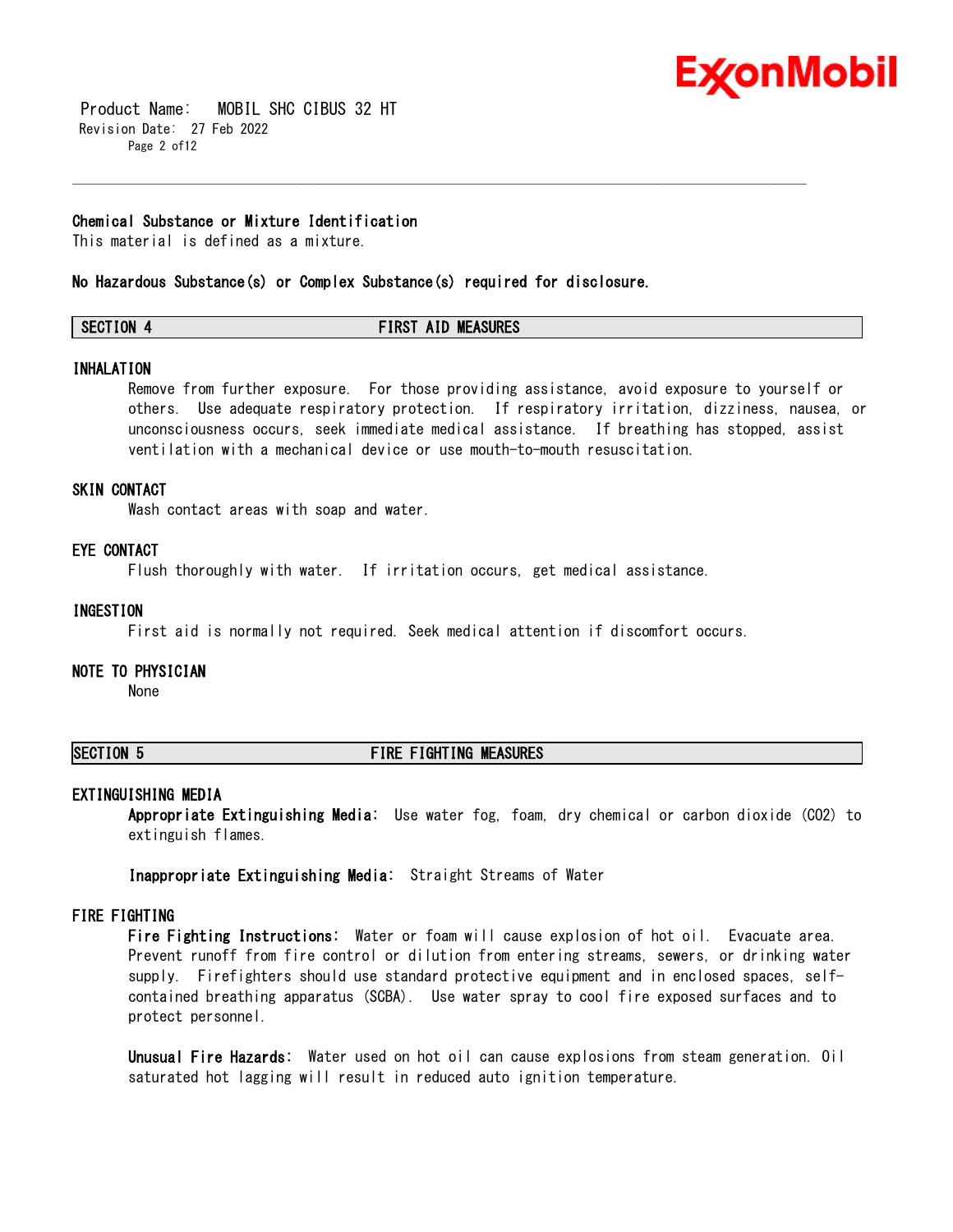### Chemical Substance or Mixture Identification

This material is defined as a mixture.

**No Hazardous Substance(s) or Complex Substance(s) required for disclosure.**

## SECTION 4 FIRST AID MEASURES

### INHALATION

Remove from further exposure. For those providing assistance, avoid exposure to yourself or others. Use adequate respiratory protection. If respiratory irritation, dizziness, nausea, or unconsciousness occurs, seek immediate medical assistance. If breathing has stopped, assist ventilation with a mechanical device or use mouth-to-mouth resuscitation.

### SKIN CONTACT

Wash contact areas with soap and water.

### EYE CONTACT

Flush thoroughly with water. If irritation occurs, get medical assistance.

### INGESTION

First aid is normally not required. Seek medical attention if discomfort occurs.

### NOTE TO PHYSICIAN

None

## SECTION 5 FIRE FIGHTING MEASURES

### EXTINGUISHING MEDIA

**Appropriate Extinguishing Media:** Use water fog, foam, dry chemical or carbon dioxide ($CO_2$) to extinguish flames.

**Inappropriate Extinguishing Media:** Straight Streams of Water

### FIRE FIGHTING

**Fire Fighting Instructions:** Water or foam will cause explosion of hot oil. Evacuate area. Prevent runoff from fire control or dilution from entering streams, sewers, or drinking water supply. Firefighters should use standard protective equipment and in enclosed spaces, self-contained breathing apparatus (SCBA). Use water spray to cool fire exposed surfaces and to protect personnel.

**Unusual Fire Hazards:** Water used on hot oil can cause explosions from steam generation. Oil saturated hot lagging will result in reduced auto ignition temperature.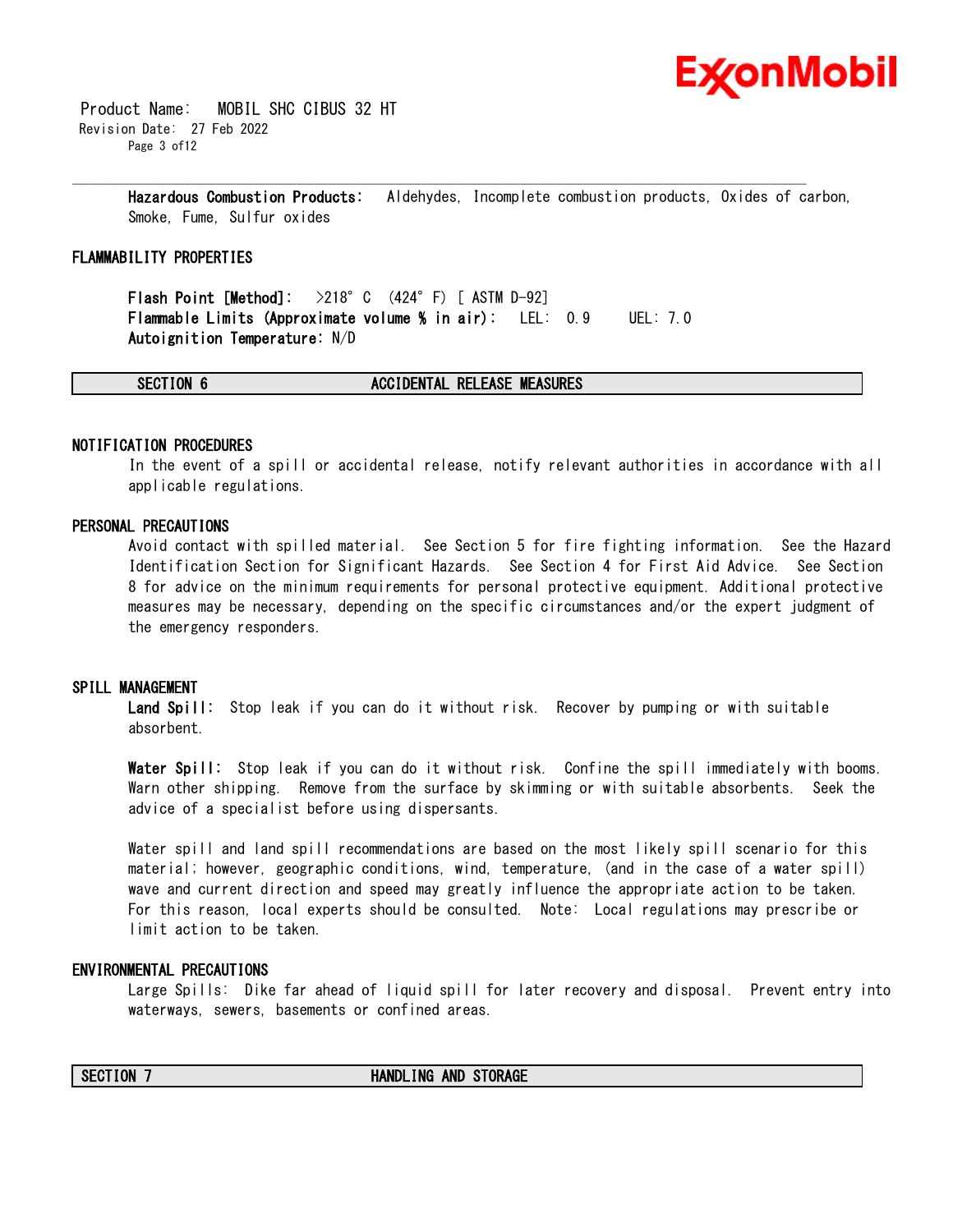**Hazardous Combustion Products:** Aldehydes, Incomplete combustion products, Oxides of carbon, Smoke, Fume, Sulfur oxides

## FLAMMABILITY PROPERTIES

**Flash Point [Method]:** >218°C (424°F) [ ASTM D-92]
**Flammable Limits (Approximate volume % in air):** LEL: 0.9 UEL: 7.0
**Autoignition Temperature:** N/D

## SECTION 6 ACCIDENTAL RELEASE MEASURES

### NOTIFICATION PROCEDURES

In the event of a spill or accidental release, notify relevant authorities in accordance with all applicable regulations.

### PERSONAL PRECAUTIONS

Avoid contact with spilled material. See Section 5 for fire fighting information. See the Hazard Identification Section for Significant Hazards. See Section 4 for First Aid Advice. See Section 8 for advice on the minimum requirements for personal protective equipment. Additional protective measures may be necessary, depending on the specific circumstances and/or the expert judgment of the emergency responders.

### SPILL MANAGEMENT

**Land Spill:** Stop leak if you can do it without risk. Recover by pumping or with suitable absorbent.

**Water Spill:** Stop leak if you can do it without risk. Confine the spill immediately with booms. Warn other shipping. Remove from the surface by skimming or with suitable absorbents. Seek the advice of a specialist before using dispersants.

Water spill and land spill recommendations are based on the most likely spill scenario for this material; however, geographic conditions, wind, temperature, (and in the case of a water spill) wave and current direction and speed may greatly influence the appropriate action to be taken. For this reason, local experts should be consulted. Note: Local regulations may prescribe or limit action to be taken.

### ENVIRONMENTAL PRECAUTIONS

Large Spills: Dike far ahead of liquid spill for later recovery and disposal. Prevent entry into waterways, sewers, basements or confined areas.

## SECTION 7 HANDLING AND STORAGE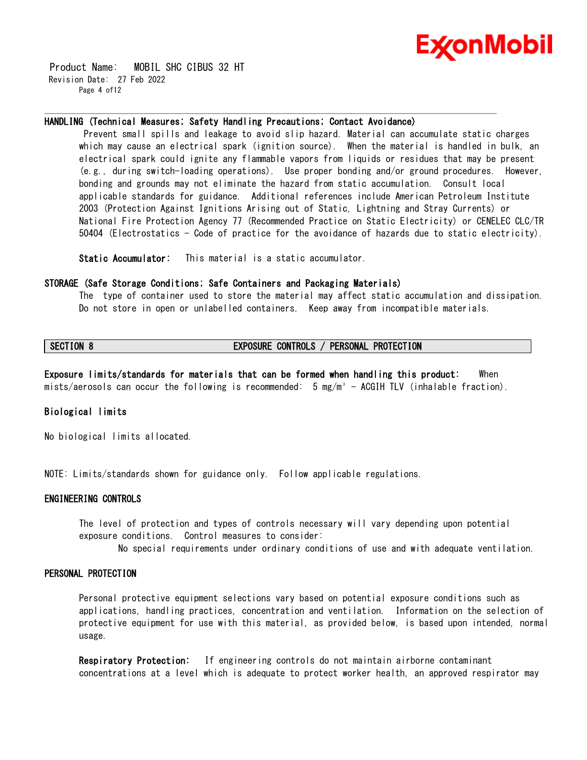**HANDLING (Technical Measures; Safety Handling Precautions; Contact Avoidance)**

Prevent small spills and leakage to avoid slip hazard. Material can accumulate static charges which may cause an electrical spark (ignition source). When the material is handled in bulk, an electrical spark could ignite any flammable vapors from liquids or residues that may be present (e.g., during switch-loading operations). Use proper bonding and/or ground procedures. However, bonding and grounds may not eliminate the hazard from static accumulation. Consult local applicable standards for guidance. Additional references include American Petroleum Institute 2003 (Protection Against Ignitions Arising out of Static, Lightning and Stray Currents) or National Fire Protection Agency 77 (Recommended Practice on Static Electricity) or CENELEC CLC/TR 50404 (Electrostatics - Code of practice for the avoidance of hazards due to static electricity).

**Static Accumulator:** This material is a static accumulator.

**STORAGE (Safe Storage Conditions; Safe Containers and Packaging Materials)**

The type of container used to store the material may affect static accumulation and dissipation. Do not store in open or unlabelled containers. Keep away from incompatible materials.

## SECTION 8 EXPOSURE CONTROLS / PERSONAL PROTECTION

**Exposure limits/standards for materials that can be formed when handling this product:** When mists/aerosols can occur the following is recommended: 5 mg/m³ - ACGIH TLV (inhalable fraction).

**Biological limits**

No biological limits allocated.

NOTE: Limits/standards shown for guidance only. Follow applicable regulations.

### ENGINEERING CONTROLS

The level of protection and types of controls necessary will vary depending upon potential exposure conditions. Control measures to consider:

No special requirements under ordinary conditions of use and with adequate ventilation.

### PERSONAL PROTECTION

Personal protective equipment selections vary based on potential exposure conditions such as applications, handling practices, concentration and ventilation. Information on the selection of protective equipment for use with this material, as provided below, is based upon intended, normal usage.

**Respiratory Protection:** If engineering controls do not maintain airborne contaminant concentrations at a level which is adequate to protect worker health, an approved respirator may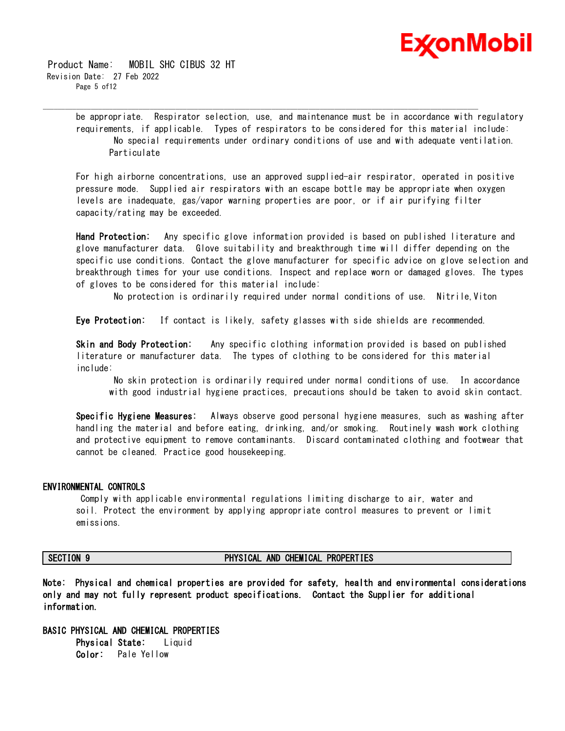be appropriate. Respirator selection, use, and maintenance must be in accordance with regulatory requirements, if applicable. Types of respirators to be considered for this material include:

No special requirements under ordinary conditions of use and with adequate ventilation.
Particulate

For high airborne concentrations, use an approved supplied-air respirator, operated in positive pressure mode. Supplied air respirators with an escape bottle may be appropriate when oxygen levels are inadequate, gas/vapor warning properties are poor, or if air purifying filter capacity/rating may be exceeded.

**Hand Protection:** Any specific glove information provided is based on published literature and glove manufacturer data. Glove suitability and breakthrough time will differ depending on the specific use conditions. Contact the glove manufacturer for specific advice on glove selection and breakthrough times for your use conditions. Inspect and replace worn or damaged gloves. The types of gloves to be considered for this material include:

No protection is ordinarily required under normal conditions of use. Nitrile,Viton

**Eye Protection:** If contact is likely, safety glasses with side shields are recommended.

**Skin and Body Protection:** Any specific clothing information provided is based on published literature or manufacturer data. The types of clothing to be considered for this material include:

No skin protection is ordinarily required under normal conditions of use. In accordance with good industrial hygiene practices, precautions should be taken to avoid skin contact.

**Specific Hygiene Measures:** Always observe good personal hygiene measures, such as washing after handling the material and before eating, drinking, and/or smoking. Routinely wash work clothing and protective equipment to remove contaminants. Discard contaminated clothing and footwear that cannot be cleaned. Practice good housekeeping.

### ENVIRONMENTAL CONTROLS

Comply with applicable environmental regulations limiting discharge to air, water and soil. Protect the environment by applying appropriate control measures to prevent or limit emissions.

## SECTION 9 PHYSICAL AND CHEMICAL PROPERTIES

**Note: Physical and chemical properties are provided for safety, health and environmental considerations only and may not fully represent product specifications. Contact the Supplier for additional information.**

### BASIC PHYSICAL AND CHEMICAL PROPERTIES

**Physical State:** Liquid
**Color:** Pale Yellow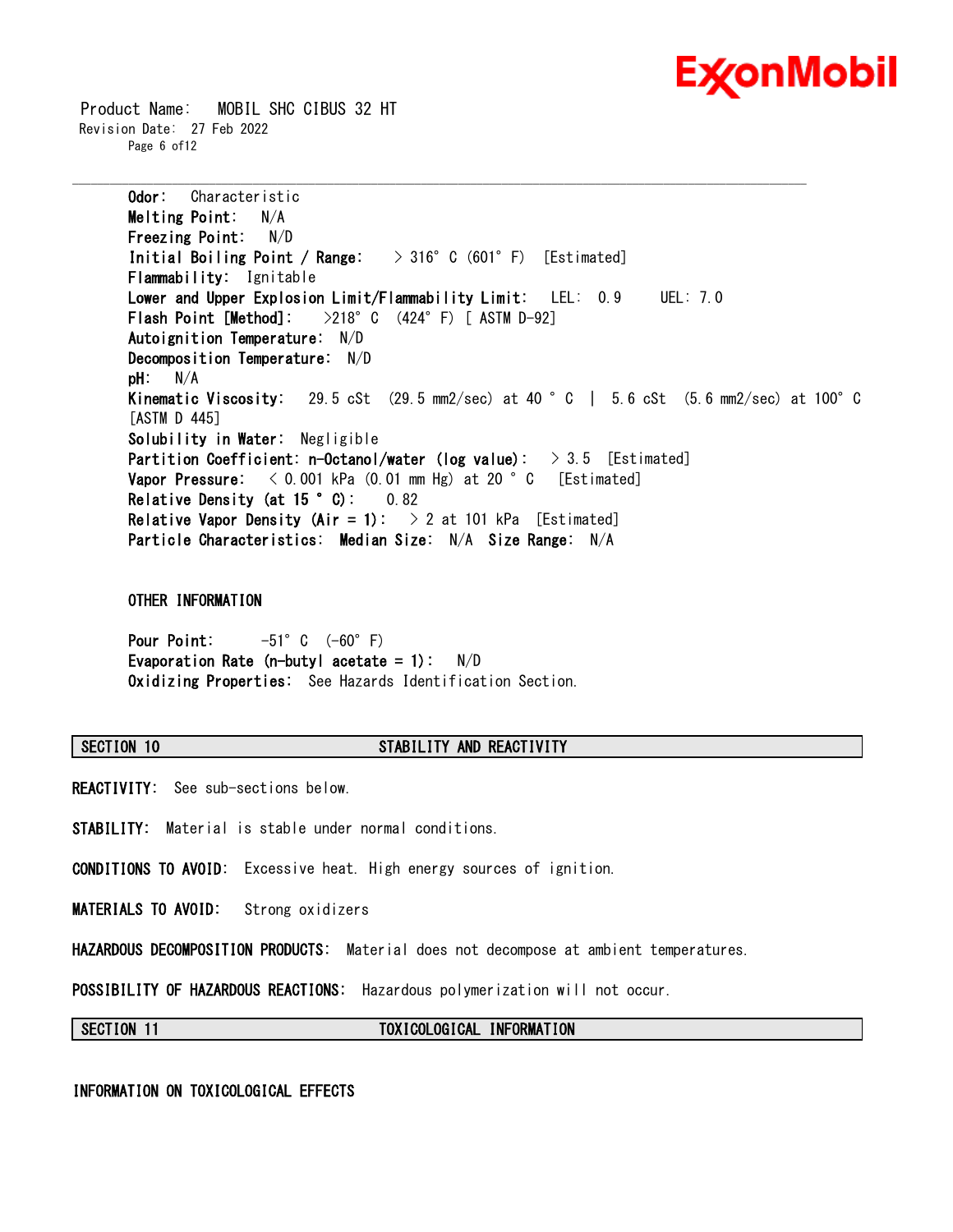**Odor:** Characteristic
**Melting Point:** N/A
**Freezing Point:** N/D
**Initial Boiling Point / Range:** > 316° C (601° F) [Estimated]
**Flammability:** Ignitable
**Lower and Upper Explosion Limit/Flammability Limit:** LEL: 0.9 UEL: 7.0
**Flash Point [Method]:** >218° C (424° F) [ ASTM D-92]
**Autoignition Temperature:** N/D
**Decomposition Temperature:** N/D
**pH:** N/A
**Kinematic Viscosity:** 29.5 cSt (29.5 mm2/sec) at 40 ° C | 5.6 cSt (5.6 mm2/sec) at 100° C [ASTM D 445]
**Solubility in Water:** Negligible
**Partition Coefficient: n-Octanol/water (log value):** > 3.5 [Estimated]
**Vapor Pressure:** < 0.001 kPa (0.01 mm Hg) at 20 ° C [Estimated]
**Relative Density (at 15 ° C):** 0.82
**Relative Vapor Density (Air = 1):** > 2 at 101 kPa [Estimated]
**Particle Characteristics:** **Median Size:** N/A **Size Range:** N/A

OTHER INFORMATION

**Pour Point:** -51° C (-60° F)
**Evaporation Rate (n-butyl acetate = 1):** N/D
**Oxidizing Properties:** See Hazards Identification Section.

## SECTION 10 STABILITY AND REACTIVITY

**REACTIVITY:** See sub-sections below.

**STABILITY:** Material is stable under normal conditions.

**CONDITIONS TO AVOID:** Excessive heat. High energy sources of ignition.

**MATERIALS TO AVOID:** Strong oxidizers

**HAZARDOUS DECOMPOSITION PRODUCTS:** Material does not decompose at ambient temperatures.

**POSSIBILITY OF HAZARDOUS REACTIONS:** Hazardous polymerization will not occur.

## SECTION 11 TOXICOLOGICAL INFORMATION

INFORMATION ON TOXICOLOGICAL EFFECTS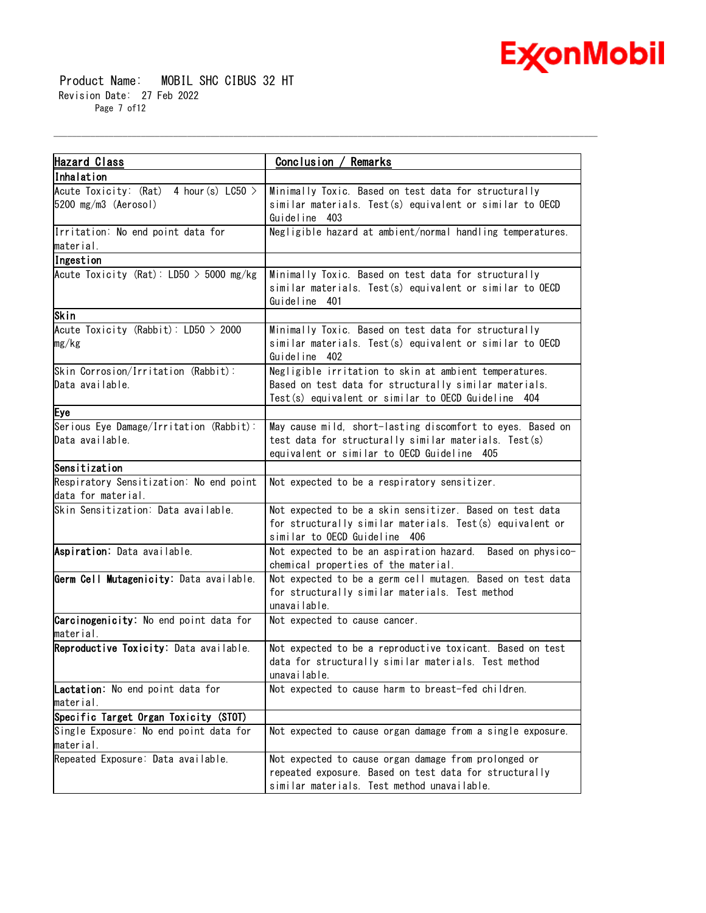| Hazard Class | Conclusion / Remarks |
| --- | --- |
| **Inhalation** | |
| Acute Toxicity: (Rat) 4 hour(s) LC50 > 5200 mg/m3 (Aerosol) | Minimally Toxic. Based on test data for structurally similar materials. Test(s) equivalent or similar to OECD Guideline 403 |
| Irritation: No end point data for material. | Negligible hazard at ambient/normal handling temperatures. |
| **Ingestion** | |
| Acute Toxicity (Rat): LD50 > 5000 mg/kg | Minimally Toxic. Based on test data for structurally similar materials. Test(s) equivalent or similar to OECD Guideline 401 |
| **Skin** | |
| Acute Toxicity (Rabbit): LD50 > 2000 mg/kg | Minimally Toxic. Based on test data for structurally similar materials. Test(s) equivalent or similar to OECD Guideline 402 |
| Skin Corrosion/Irritation (Rabbit): Data available. | Negligible irritation to skin at ambient temperatures. Based on test data for structurally similar materials. Test(s) equivalent or similar to OECD Guideline 404 |
| **Eye** | |
| Serious Eye Damage/Irritation (Rabbit): Data available. | May cause mild, short-lasting discomfort to eyes. Based on test data for structurally similar materials. Test(s) equivalent or similar to OECD Guideline 405 |
| **Sensitization** | |
| Respiratory Sensitization: No end point data for material. | Not expected to be a respiratory sensitizer. |
| Skin Sensitization: Data available. | Not expected to be a skin sensitizer. Based on test data for structurally similar materials. Test(s) equivalent or similar to OECD Guideline 406 |
| **Aspiration:** Data available. | Not expected to be an aspiration hazard. Based on physico-chemical properties of the material. |
| **Germ Cell Mutagenicity:** Data available. | Not expected to be a germ cell mutagen. Based on test data for structurally similar materials. Test method unavailable. |
| **Carcinogenicity:** No end point data for material. | Not expected to cause cancer. |
| **Reproductive Toxicity:** Data available. | Not expected to be a reproductive toxicant. Based on test data for structurally similar materials. Test method unavailable. |
| **Lactation:** No end point data for material. | Not expected to cause harm to breast-fed children. |
| **Specific Target Organ Toxicity (STOT)** | |
| Single Exposure: No end point data for material. | Not expected to cause organ damage from a single exposure. |
| Repeated Exposure: Data available. | Not expected to cause organ damage from prolonged or repeated exposure. Based on test data for structurally similar materials. Test method unavailable. |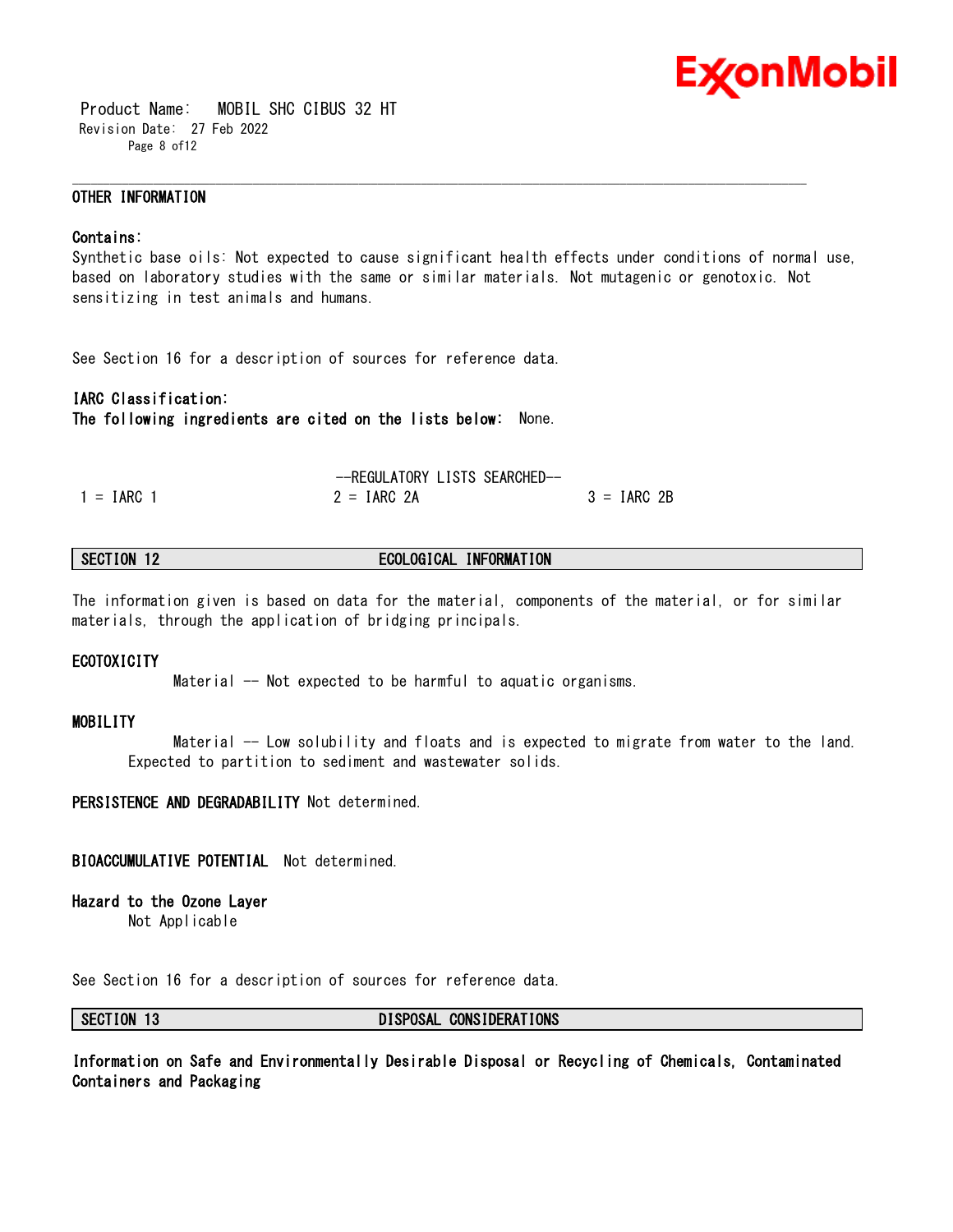### OTHER INFORMATION

**Contains:**
Synthetic base oils: Not expected to cause significant health effects under conditions of normal use, based on laboratory studies with the same or similar materials. Not mutagenic or genotoxic. Not sensitizing in test animals and humans.

See Section 16 for a description of sources for reference data.

**IARC Classification:**
**The following ingredients are cited on the lists below:** None.

--REGULATORY LISTS SEARCHED--

| 1 = IARC 1 | 2 = IARC 2A | 3 = IARC 2B |
|---|---|---|

## SECTION 12 ECOLOGICAL INFORMATION

The information given is based on data for the material, components of the material, or for similar materials, through the application of bridging principals.

### ECOTOXICITY

Material -- Not expected to be harmful to aquatic organisms.

### MOBILITY

Material -- Low solubility and floats and is expected to migrate from water to the land. Expected to partition to sediment and wastewater solids.

**PERSISTENCE AND DEGRADABILITY** Not determined.

**BIOACCUMULATIVE POTENTIAL** Not determined.

**Hazard to the Ozone Layer**
Not Applicable

See Section 16 for a description of sources for reference data.

## SECTION 13 DISPOSAL CONSIDERATIONS

**Information on Safe and Environmentally Desirable Disposal or Recycling of Chemicals, Contaminated Containers and Packaging**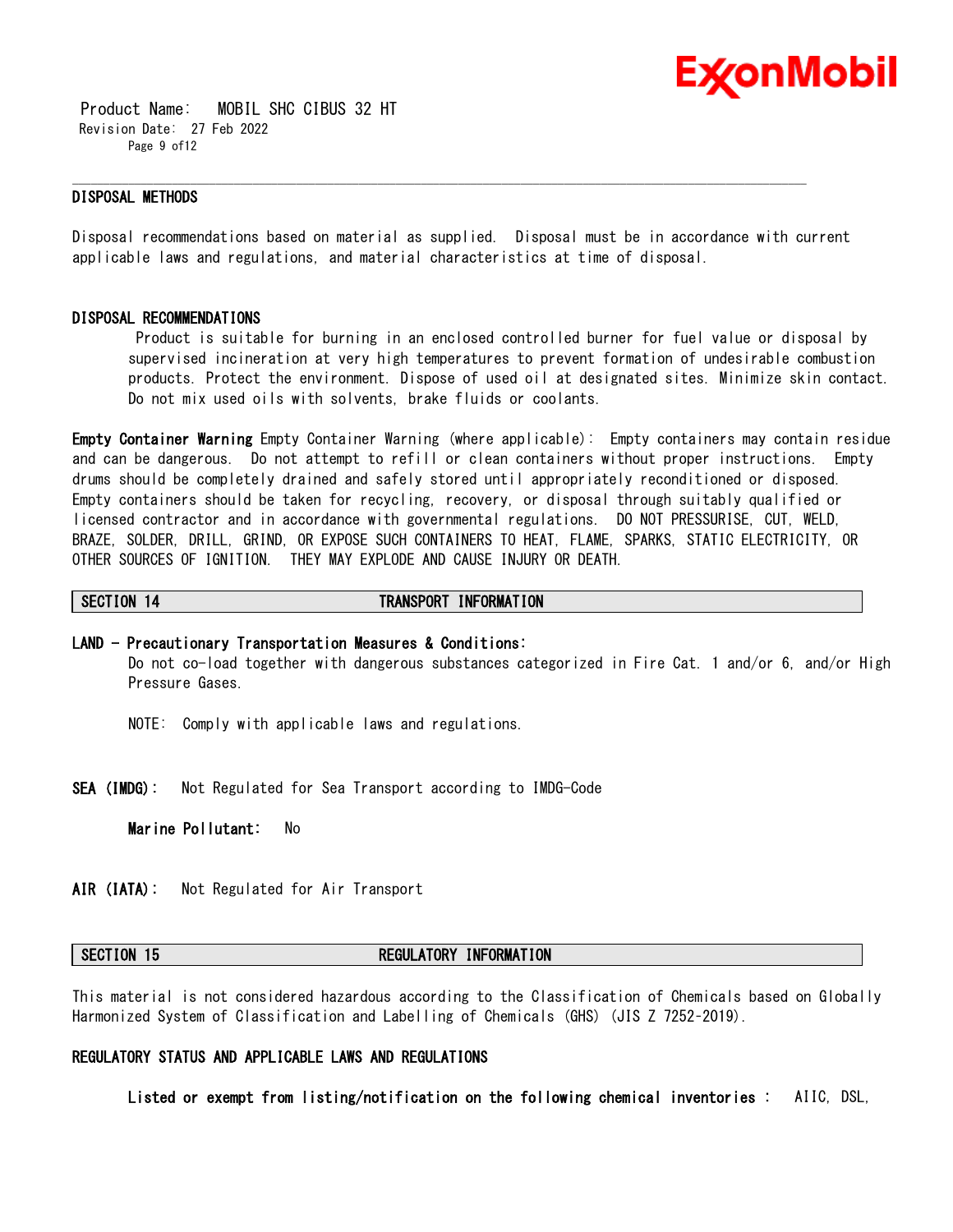### DISPOSAL METHODS

Disposal recommendations based on material as supplied. Disposal must be in accordance with current applicable laws and regulations, and material characteristics at time of disposal.

### DISPOSAL RECOMMENDATIONS

Product is suitable for burning in an enclosed controlled burner for fuel value or disposal by supervised incineration at very high temperatures to prevent formation of undesirable combustion products. Protect the environment. Dispose of used oil at designated sites. Minimize skin contact. Do not mix used oils with solvents, brake fluids or coolants.

**Empty Container Warning** Empty Container Warning (where applicable): Empty containers may contain residue and can be dangerous. Do not attempt to refill or clean containers without proper instructions. Empty drums should be completely drained and safely stored until appropriately reconditioned or disposed. Empty containers should be taken for recycling, recovery, or disposal through suitably qualified or licensed contractor and in accordance with governmental regulations. DO NOT PRESSURISE, CUT, WELD, BRAZE, SOLDER, DRILL, GRIND, OR EXPOSE SUCH CONTAINERS TO HEAT, FLAME, SPARKS, STATIC ELECTRICITY, OR OTHER SOURCES OF IGNITION. THEY MAY EXPLODE AND CAUSE INJURY OR DEATH.

## SECTION 14 TRANSPORT INFORMATION

**LAND - Precautionary Transportation Measures & Conditions:**

Do not co-load together with dangerous substances categorized in Fire Cat. 1 and/or 6, and/or High Pressure Gases.

NOTE: Comply with applicable laws and regulations.

**SEA (IMDG):** Not Regulated for Sea Transport according to IMDG-Code

**Marine Pollutant:** No

**AIR (IATA):** Not Regulated for Air Transport

## SECTION 15 REGULATORY INFORMATION

This material is not considered hazardous according to the Classification of Chemicals based on Globally Harmonized System of Classification and Labelling of Chemicals (GHS) (JIS Z 7252-2019).

### REGULATORY STATUS AND APPLICABLE LAWS AND REGULATIONS

**Listed or exempt from listing/notification on the following chemical inventories :** AIIC, DSL,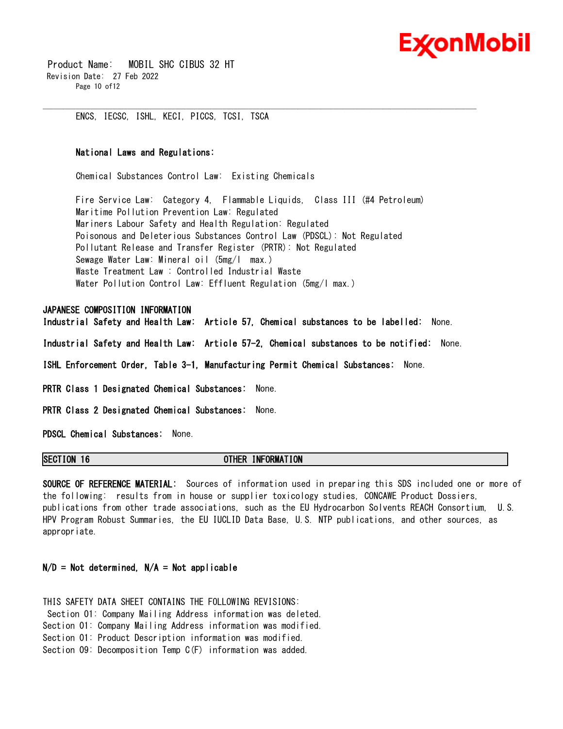ENCS, IECSC, ISHL, KECI, PICCS, TCSI, TSCA

**National Laws and Regulations:**

Chemical Substances Control Law: Existing Chemicals

Fire Service Law: Category 4, Flammable Liquids, Class III (#4 Petroleum)
Maritime Pollution Prevention Law: Regulated
Mariners Labour Safety and Health Regulation: Regulated
Poisonous and Deleterious Substances Control Law (PDSCL): Not Regulated
Pollutant Release and Transfer Register (PRTR): Not Regulated
Sewage Water Law: Mineral oil (5mg/l max.)
Waste Treatment Law : Controlled Industrial Waste
Water Pollution Control Law: Effluent Regulation (5mg/l max.)

**JAPANESE COMPOSITION INFORMATION**

**Industrial Safety and Health Law: Article 57, Chemical substances to be labelled:** None.

**Industrial Safety and Health Law: Article 57-2, Chemical substances to be notified:** None.

**ISHL Enforcement Order, Table 3-1, Manufacturing Permit Chemical Substances:** None.

**PRTR Class 1 Designated Chemical Substances:** None.

**PRTR Class 2 Designated Chemical Substances:** None.

**PDSCL Chemical Substances:** None.

## SECTION 16 OTHER INFORMATION

**SOURCE OF REFERENCE MATERIAL:** Sources of information used in preparing this SDS included one or more of the following: results from in house or supplier toxicology studies, CONCAWE Product Dossiers, publications from other trade associations, such as the EU Hydrocarbon Solvents REACH Consortium, U.S. HPV Program Robust Summaries, the EU IUCLID Data Base, U.S. NTP publications, and other sources, as appropriate.

**N/D = Not determined, N/A = Not applicable**

THIS SAFETY DATA SHEET CONTAINS THE FOLLOWING REVISIONS:
Section 01: Company Mailing Address information was deleted.
Section 01: Company Mailing Address information was modified.
Section 01: Product Description information was modified.
Section 09: Decomposition Temp C(F) information was added.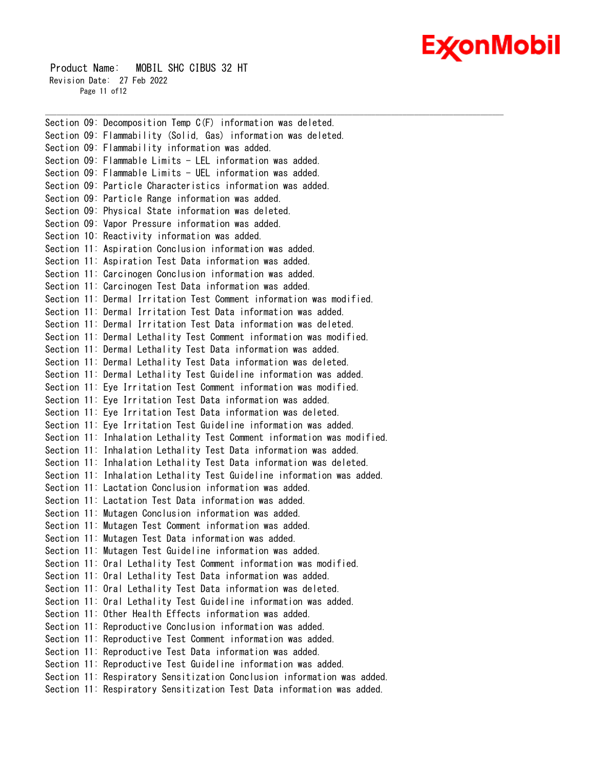Section 09: Decomposition Temp C(F) information was deleted.
Section 09: Flammability (Solid, Gas) information was deleted.
Section 09: Flammability information was added.
Section 09: Flammable Limits - LEL information was added.
Section 09: Flammable Limits - UEL information was added.
Section 09: Particle Characteristics information was added.
Section 09: Particle Range information was added.
Section 09: Physical State information was deleted.
Section 09: Vapor Pressure information was added.
Section 10: Reactivity information was added.
Section 11: Aspiration Conclusion information was added.
Section 11: Aspiration Test Data information was added.
Section 11: Carcinogen Conclusion information was added.
Section 11: Carcinogen Test Data information was added.
Section 11: Dermal Irritation Test Comment information was modified.
Section 11: Dermal Irritation Test Data information was added.
Section 11: Dermal Irritation Test Data information was deleted.
Section 11: Dermal Lethality Test Comment information was modified.
Section 11: Dermal Lethality Test Data information was added.
Section 11: Dermal Lethality Test Data information was deleted.
Section 11: Dermal Lethality Test Guideline information was added.
Section 11: Eye Irritation Test Comment information was modified.
Section 11: Eye Irritation Test Data information was added.
Section 11: Eye Irritation Test Data information was deleted.
Section 11: Eye Irritation Test Guideline information was added.
Section 11: Inhalation Lethality Test Comment information was modified.
Section 11: Inhalation Lethality Test Data information was added.
Section 11: Inhalation Lethality Test Data information was deleted.
Section 11: Inhalation Lethality Test Guideline information was added.
Section 11: Lactation Conclusion information was added.
Section 11: Lactation Test Data information was added.
Section 11: Mutagen Conclusion information was added.
Section 11: Mutagen Test Comment information was added.
Section 11: Mutagen Test Data information was added.
Section 11: Mutagen Test Guideline information was added.
Section 11: Oral Lethality Test Comment information was modified.
Section 11: Oral Lethality Test Data information was added.
Section 11: Oral Lethality Test Data information was deleted.
Section 11: Oral Lethality Test Guideline information was added.
Section 11: Other Health Effects information was added.
Section 11: Reproductive Conclusion information was added.
Section 11: Reproductive Test Comment information was added.
Section 11: Reproductive Test Data information was added.
Section 11: Reproductive Test Guideline information was added.
Section 11: Respiratory Sensitization Conclusion information was added.
Section 11: Respiratory Sensitization Test Data information was added.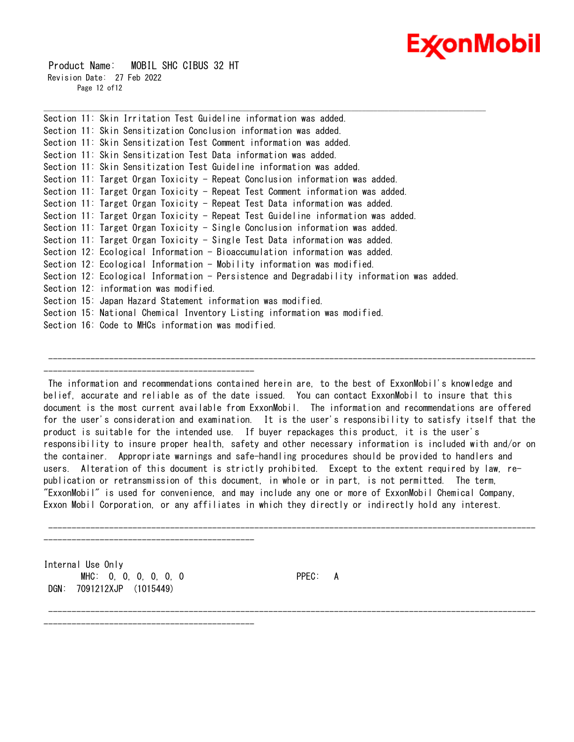Section 11: Skin Irritation Test Guideline information was added.
Section 11: Skin Sensitization Conclusion information was added.
Section 11: Skin Sensitization Test Comment information was added.
Section 11: Skin Sensitization Test Data information was added.
Section 11: Skin Sensitization Test Guideline information was added.
Section 11: Target Organ Toxicity - Repeat Conclusion information was added.
Section 11: Target Organ Toxicity - Repeat Test Comment information was added.
Section 11: Target Organ Toxicity - Repeat Test Data information was added.
Section 11: Target Organ Toxicity - Repeat Test Guideline information was added.
Section 11: Target Organ Toxicity - Single Conclusion information was added.
Section 11: Target Organ Toxicity - Single Test Data information was added.
Section 12: Ecological Information - Bioaccumulation information was added.
Section 12: Ecological Information - Mobility information was modified.
Section 12: Ecological Information - Persistence and Degradability information was added.
Section 12: information was modified.
Section 15: Japan Hazard Statement information was modified.
Section 15: National Chemical Inventory Listing information was modified.
Section 16: Code to MHCs information was modified.

---

The information and recommendations contained herein are, to the best of ExxonMobil's knowledge and belief, accurate and reliable as of the date issued. You can contact ExxonMobil to insure that this document is the most current available from ExxonMobil. The information and recommendations are offered for the user's consideration and examination. It is the user's responsibility to satisfy itself that the product is suitable for the intended use. If buyer repackages this product, it is the user's responsibility to insure proper health, safety and other necessary information is included with and/or on the container. Appropriate warnings and safe-handling procedures should be provided to handlers and users. Alteration of this document is strictly prohibited. Except to the extent required by law, re-publication or retransmission of this document, in whole or in part, is not permitted. The term, "ExxonMobil" is used for convenience, and may include any one or more of ExxonMobil Chemical Company, Exxon Mobil Corporation, or any affiliates in which they directly or indirectly hold any interest.

---

Internal Use Only
MHC: 0, 0, 0, 0, 0, 0 PPEC: A
DGN: 7091212XJP (1015449)

---